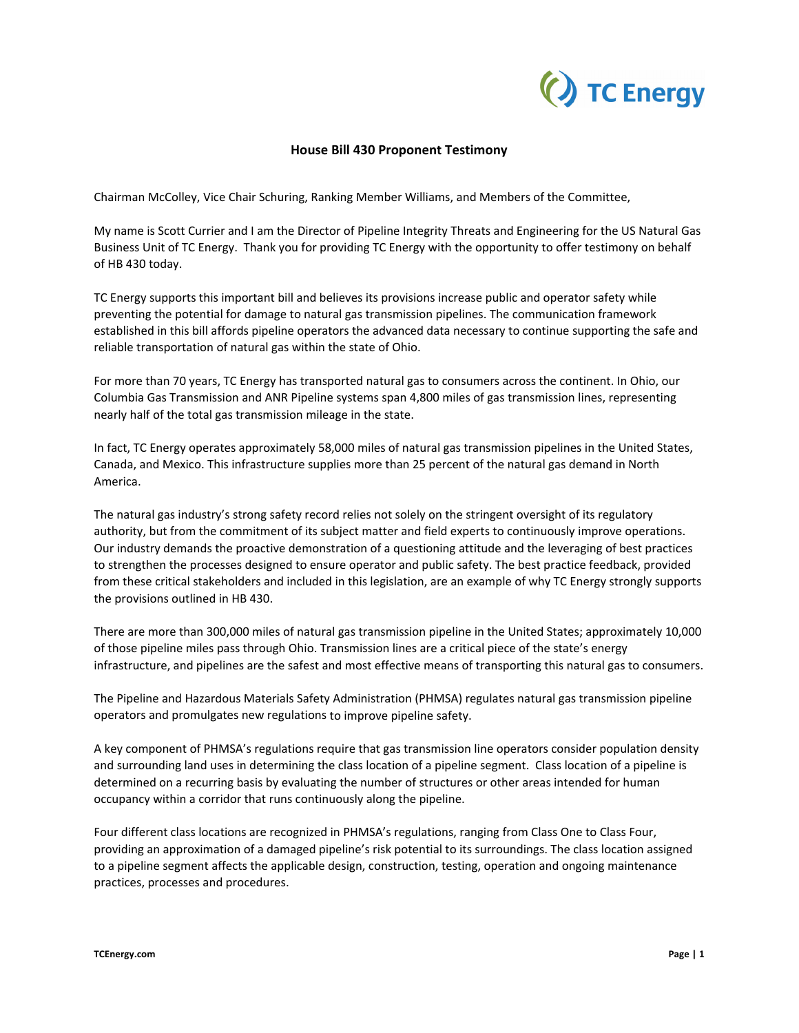# House Bill 430 Proponent Testimony

Chairman McColley, Vice Chair Schuring, Ranking Member Williams, and Members of the Committee,

My name is Scott Currier and I am the Director of Pipeline Integrity Threats and Engineering for the US Natural Gas Business Unit of TC Energy. Thank you for providing TC Energy with the opportunity to offer testimony on behalf of HB 430 today.

TC Energy supports this important bill and believes its provisions increase public and operator safety while preventing the potential for damage to natural gas transmission pipelines. The communication framework established in this bill affords pipeline operators the advanced data necessary to continue supporting the safe and reliable transportation of natural gas within the state of Ohio.

For more than 70 years, TC Energy has transported natural gas to consumers across the continent. In Ohio, our Columbia Gas Transmission and ANR Pipeline systems span 4,800 miles of gas transmission lines, representing nearly half of the total gas transmission mileage in the state.

In fact, TC Energy operates approximately 58,000 miles of natural gas transmission pipelines in the United States, Canada, and Mexico. This infrastructure supplies more than 25 percent of the natural gas demand in North America.

The natural gas industry's strong safety record relies not solely on the stringent oversight of its regulatory authority, but from the commitment of its subject matter and field experts to continuously improve operations. Our industry demands the proactive demonstration of a questioning attitude and the leveraging of best practices to strengthen the processes designed to ensure operator and public safety. The best practice feedback, provided from these critical stakeholders and included in this legislation, are an example of why TC Energy strongly supports the provisions outlined in HB 430.

There are more than 300,000 miles of natural gas transmission pipeline in the United States; approximately 10,000 of those pipeline miles pass through Ohio. Transmission lines are a critical piece of the state's energy infrastructure, and pipelines are the safest and most effective means of transporting this natural gas to consumers.

The Pipeline and Hazardous Materials Safety Administration (PHMSA) regulates natural gas transmission pipeline operators and promulgates new regulations to improve pipeline safety.

A key component of PHMSA's regulations require that gas transmission line operators consider population density and surrounding land uses in determining the class location of a pipeline segment. Class location of a pipeline is determined on a recurring basis by evaluating the number of structures or other areas intended for human occupancy within a corridor that runs continuously along the pipeline.

Four different class locations are recognized in PHMSA's regulations, ranging from Class One to Class Four, providing an approximation of a damaged pipeline's risk potential to its surroundings. The class location assigned to a pipeline segment affects the applicable design, construction, testing, operation and ongoing maintenance practices, processes and procedures.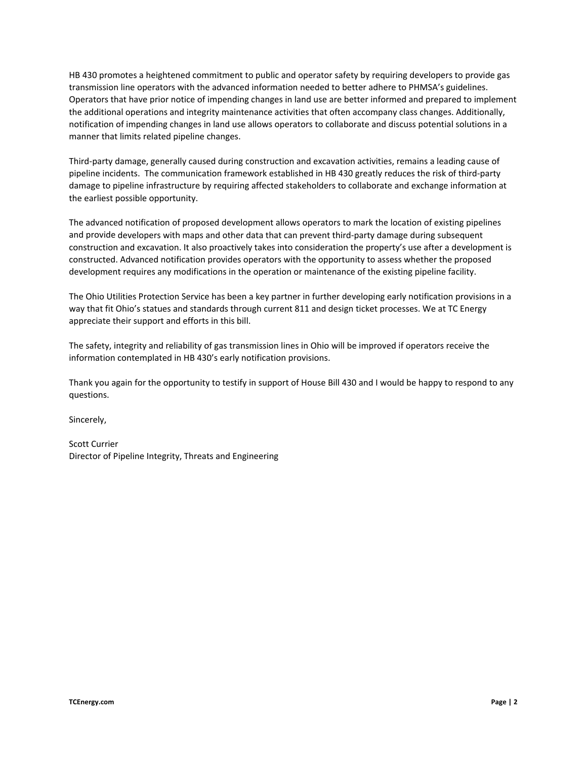HB 430 promotes a heightened commitment to public and operator safety by requiring developers to provide gas transmission line operators with the advanced information needed to better adhere to PHMSA's guidelines. Operators that have prior notice of impending changes in land use are better informed and prepared to implement the additional operations and integrity maintenance activities that often accompany class changes. Additionally, notification of impending changes in land use allows operators to collaborate and discuss potential solutions in a manner that limits related pipeline changes.

Third-party damage, generally caused during construction and excavation activities, remains a leading cause of pipeline incidents. The communication framework established in HB 430 greatly reduces the risk of third-party damage to pipeline infrastructure by requiring affected stakeholders to collaborate and exchange information at the earliest possible opportunity.

The advanced notification of proposed development allows operators to mark the location of existing pipelines and provide developers with maps and other data that can prevent third-party damage during subsequent construction and excavation. It also proactively takes into consideration the property's use after a development is constructed. Advanced notification provides operators with the opportunity to assess whether the proposed development requires any modifications in the operation or maintenance of the existing pipeline facility.

The Ohio Utilities Protection Service has been a key partner in further developing early notification provisions in a way that fit Ohio's statues and standards through current 811 and design ticket processes. We at TC Energy appreciate their support and efforts in this bill.

The safety, integrity and reliability of gas transmission lines in Ohio will be improved if operators receive the information contemplated in HB 430's early notification provisions.

Thank you again for the opportunity to testify in support of House Bill 430 and I would be happy to respond to any questions.

Sincerely,

Scott Currier
Director of Pipeline Integrity, Threats and Engineering